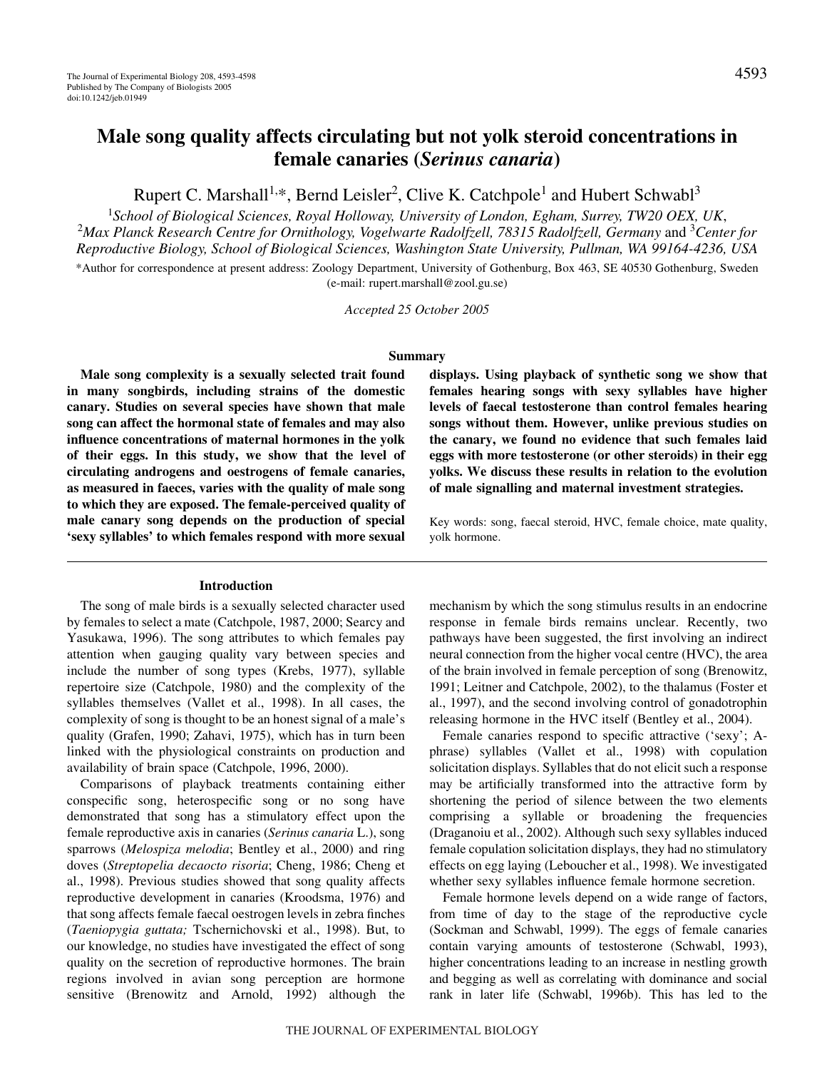# Male song quality affects circulating but not yolk steroid concentrations in female canaries (*Serinus canaria*)

Rupert C. Marshall[1,*], Bernd Leisler[2], Clive K. Catchpole[1] and Hubert Schwabl[3]

[1]*School of Biological Sciences, Royal Holloway, University of London, Egham, Surrey, TW20 OEX, UK*, [2]*Max Planck Research Centre for Ornithology, Vogelwarte Radolfzell, 78315 Radolfzell, Germany* and [3]*Center for Reproductive Biology, School of Biological Sciences, Washington State University, Pullman, WA 99164-4236, USA*

*Author for correspondence at present address: Zoology Department, University of Gothenburg, Box 463, SE 40530 Gothenburg, Sweden (e-mail: rupert.marshall@zool.gu.se)

*Accepted 25 October 2005*

## Summary

**Male song complexity is a sexually selected trait found in many songbirds, including strains of the domestic canary. Studies on several species have shown that male song can affect the hormonal state of females and may also influence concentrations of maternal hormones in the yolk of their eggs. In this study, we show that the level of circulating androgens and oestrogens of female canaries, as measured in faeces, varies with the quality of male song to which they are exposed. The female-perceived quality of male canary song depends on the production of special 'sexy syllables' to which females respond with more sexual displays. Using playback of synthetic song we show that females hearing songs with sexy syllables have higher levels of faecal testosterone than control females hearing songs without them. However, unlike previous studies on the canary, we found no evidence that such females laid eggs with more testosterone (or other steroids) in their egg yolks. We discuss these results in relation to the evolution of male signalling and maternal investment strategies.**

Key words: song, faecal steroid, HVC, female choice, mate quality, yolk hormone.

## Introduction

The song of male birds is a sexually selected character used by females to select a mate (Catchpole, 1987, 2000; Searcy and Yasukawa, 1996). The song attributes to which females pay attention when gauging quality vary between species and include the number of song types (Krebs, 1977), syllable repertoire size (Catchpole, 1980) and the complexity of the syllables themselves (Vallet et al., 1998). In all cases, the complexity of song is thought to be an honest signal of a male's quality (Grafen, 1990; Zahavi, 1975), which has in turn been linked with the physiological constraints on production and availability of brain space (Catchpole, 1996, 2000).

Comparisons of playback treatments containing either conspecific song, heterospecific song or no song have demonstrated that song has a stimulatory effect upon the female reproductive axis in canaries (*Serinus canaria* L.), song sparrows (*Melospiza melodia*; Bentley et al., 2000) and ring doves (*Streptopelia decaocto risoria*; Cheng, 1986; Cheng et al., 1998). Previous studies showed that song quality affects reproductive development in canaries (Kroodsma, 1976) and that song affects female faecal oestrogen levels in zebra finches (*Taeniopygia guttata;* Tschernichovski et al., 1998). But, to our knowledge, no studies have investigated the effect of song quality on the secretion of reproductive hormones. The brain regions involved in avian song perception are hormone sensitive (Brenowitz and Arnold, 1992) although the mechanism by which the song stimulus results in an endocrine response in female birds remains unclear. Recently, two pathways have been suggested, the first involving an indirect neural connection from the higher vocal centre (HVC), the area of the brain involved in female perception of song (Brenowitz, 1991; Leitner and Catchpole, 2002), to the thalamus (Foster et al., 1997), and the second involving control of gonadotrophin releasing hormone in the HVC itself (Bentley et al., 2004).

Female canaries respond to specific attractive ('sexy'; A-phrase) syllables (Vallet et al., 1998) with copulation solicitation displays. Syllables that do not elicit such a response may be artificially transformed into the attractive form by shortening the period of silence between the two elements comprising a syllable or broadening the frequencies (Draganoiu et al., 2002). Although such sexy syllables induced female copulation solicitation displays, they had no stimulatory effects on egg laying (Leboucher et al., 1998). We investigated whether sexy syllables influence female hormone secretion.

Female hormone levels depend on a wide range of factors, from time of day to the stage of the reproductive cycle (Sockman and Schwabl, 1999). The eggs of female canaries contain varying amounts of testosterone (Schwabl, 1993), higher concentrations leading to an increase in nestling growth and begging as well as correlating with dominance and social rank in later life (Schwabl, 1996b). This has led to the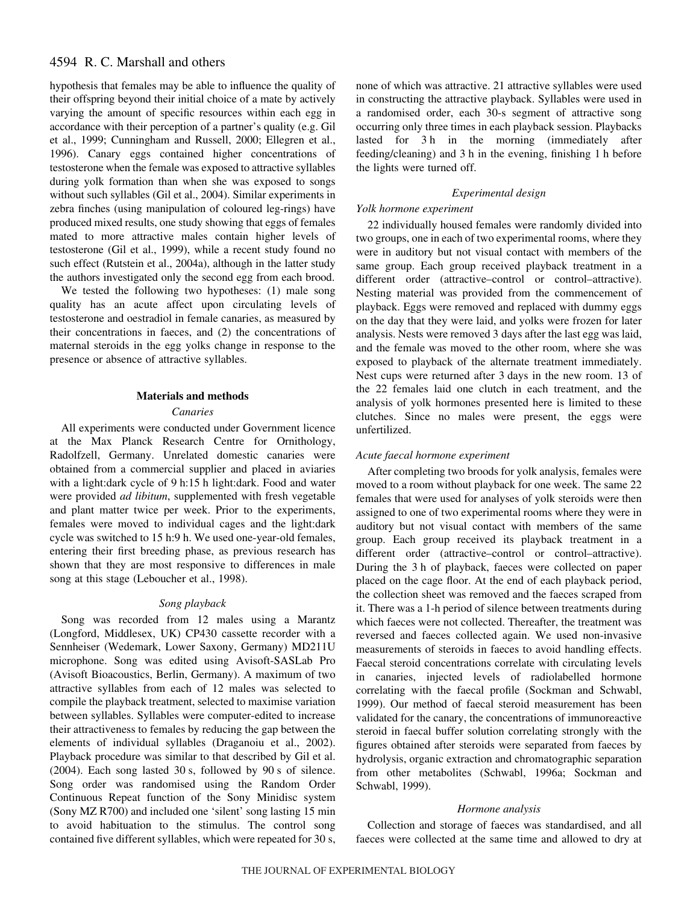hypothesis that females may be able to influence the quality of their offspring beyond their initial choice of a mate by actively varying the amount of specific resources within each egg in accordance with their perception of a partner's quality (e.g. Gil et al., 1999; Cunningham and Russell, 2000; Ellegren et al., 1996). Canary eggs contained higher concentrations of testosterone when the female was exposed to attractive syllables during yolk formation than when she was exposed to songs without such syllables (Gil et al., 2004). Similar experiments in zebra finches (using manipulation of coloured leg-rings) have produced mixed results, one study showing that eggs of females mated to more attractive males contain higher levels of testosterone (Gil et al., 1999), while a recent study found no such effect (Rutstein et al., 2004a), although in the latter study the authors investigated only the second egg from each brood.

We tested the following two hypotheses: (1) male song quality has an acute affect upon circulating levels of testosterone and oestradiol in female canaries, as measured by their concentrations in faeces, and (2) the concentrations of maternal steroids in the egg yolks change in response to the presence or absence of attractive syllables.

## Materials and methods

### *Canaries*

All experiments were conducted under Government licence at the Max Planck Research Centre for Ornithology, Radolfzell, Germany. Unrelated domestic canaries were obtained from a commercial supplier and placed in aviaries with a light:dark cycle of 9 h:15 h light:dark. Food and water were provided *ad libitum*, supplemented with fresh vegetable and plant matter twice per week. Prior to the experiments, females were moved to individual cages and the light:dark cycle was switched to 15 h:9 h. We used one-year-old females, entering their first breeding phase, as previous research has shown that they are most responsive to differences in male song at this stage (Leboucher et al., 1998).

### *Song playback*

Song was recorded from 12 males using a Marantz (Longford, Middlesex, UK) CP430 cassette recorder with a Sennheiser (Wedemark, Lower Saxony, Germany) MD211U microphone. Song was edited using Avisoft-SASLab Pro (Avisoft Bioacoustics, Berlin, Germany). A maximum of two attractive syllables from each of 12 males was selected to compile the playback treatment, selected to maximise variation between syllables. Syllables were computer-edited to increase their attractiveness to females by reducing the gap between the elements of individual syllables (Draganoiu et al., 2002). Playback procedure was similar to that described by Gil et al. (2004). Each song lasted 30 s, followed by 90 s of silence. Song order was randomised using the Random Order Continuous Repeat function of the Sony Minidisc system (Sony MZ R700) and included one 'silent' song lasting 15 min to avoid habituation to the stimulus. The control song contained five different syllables, which were repeated for 30 s, none of which was attractive. 21 attractive syllables were used in constructing the attractive playback. Syllables were used in a randomised order, each 30-s segment of attractive song occurring only three times in each playback session. Playbacks lasted for 3 h in the morning (immediately after feeding/cleaning) and 3 h in the evening, finishing 1 h before the lights were turned off.

### *Experimental design*

#### *Yolk hormone experiment*

22 individually housed females were randomly divided into two groups, one in each of two experimental rooms, where they were in auditory but not visual contact with members of the same group. Each group received playback treatment in a different order (attractive–control or control–attractive). Nesting material was provided from the commencement of playback. Eggs were removed and replaced with dummy eggs on the day that they were laid, and yolks were frozen for later analysis. Nests were removed 3 days after the last egg was laid, and the female was moved to the other room, where she was exposed to playback of the alternate treatment immediately. Nest cups were returned after 3 days in the new room. 13 of the 22 females laid one clutch in each treatment, and the analysis of yolk hormones presented here is limited to these clutches. Since no males were present, the eggs were unfertilized.

#### *Acute faecal hormone experiment*

After completing two broods for yolk analysis, females were moved to a room without playback for one week. The same 22 females that were used for analyses of yolk steroids were then assigned to one of two experimental rooms where they were in auditory but not visual contact with members of the same group. Each group received its playback treatment in a different order (attractive–control or control–attractive). During the 3 h of playback, faeces were collected on paper placed on the cage floor. At the end of each playback period, the collection sheet was removed and the faeces scraped from it. There was a 1-h period of silence between treatments during which faeces were not collected. Thereafter, the treatment was reversed and faeces collected again. We used non-invasive measurements of steroids in faeces to avoid handling effects. Faecal steroid concentrations correlate with circulating levels in canaries, injected levels of radiolabelled hormone correlating with the faecal profile (Sockman and Schwabl, 1999). Our method of faecal steroid measurement has been validated for the canary, the concentrations of immunoreactive steroid in faecal buffer solution correlating strongly with the figures obtained after steroids were separated from faeces by hydrolysis, organic extraction and chromatographic separation from other metabolites (Schwabl, 1996a; Sockman and Schwabl, 1999).

### *Hormone analysis*

Collection and storage of faeces was standardised, and all faeces were collected at the same time and allowed to dry at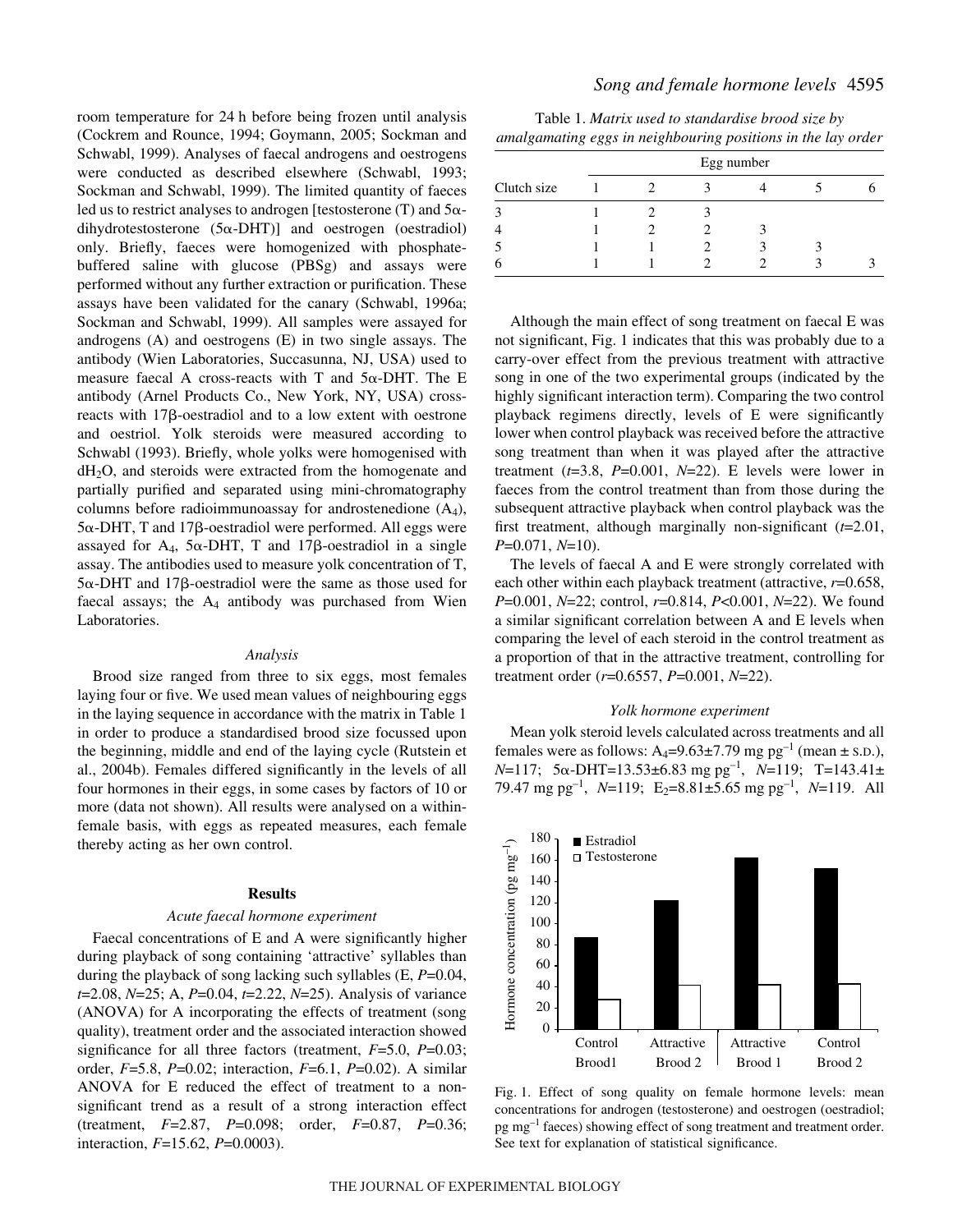room temperature for 24 h before being frozen until analysis (Cockrem and Rounce, 1994; Goymann, 2005; Sockman and Schwabl, 1999). Analyses of faecal androgens and oestrogens were conducted as described elsewhere (Schwabl, 1993; Sockman and Schwabl, 1999). The limited quantity of faeces led us to restrict analyses to androgen [testosterone (T) and 5α-dihydrotestosterone (5α-DHT)] and oestrogen (oestradiol) only. Briefly, faeces were homogenized with phosphate-buffered saline with glucose (PBSg) and assays were performed without any further extraction or purification. These assays have been validated for the canary (Schwabl, 1996a; Sockman and Schwabl, 1999). All samples were assayed for androgens (A) and oestrogens (E) in two single assays. The antibody (Wien Laboratories, Succasunna, NJ, USA) used to measure faecal A cross-reacts with T and 5α-DHT. The E antibody (Arnel Products Co., New York, NY, USA) cross-reacts with 17β-oestradiol and to a low extent with oestrone and oestriol. Yolk steroids were measured according to Schwabl (1993). Briefly, whole yolks were homogenised with $dH_2O$, and steroids were extracted from the homogenate and partially purified and separated using mini-chromatography columns before radioimmunoassay for androstenedione ($A_4$), 5α-DHT, T and 17β-oestradiol were performed. All eggs were assayed for $A_4$, 5α-DHT, T and 17β-oestradiol in a single assay. The antibodies used to measure yolk concentration of T, 5α-DHT and 17β-oestradiol were the same as those used for faecal assays; the $A_4$ antibody was purchased from Wien Laboratories.

### *Analysis*

Brood size ranged from three to six eggs, most females laying four or five. We used mean values of neighbouring eggs in the laying sequence in accordance with the matrix in Table 1 in order to produce a standardised brood size focussed upon the beginning, middle and end of the laying cycle (Rutstein et al., 2004b). Females differed significantly in the levels of all four hormones in their eggs, in some cases by factors of 10 or more (data not shown). All results were analysed on a within-female basis, with eggs as repeated measures, each female thereby acting as her own control.

## Results

### *Acute faecal hormone experiment*

Faecal concentrations of E and A were significantly higher during playback of song containing 'attractive' syllables than during the playback of song lacking such syllables (E, $P$=0.04, $t$=2.08, $N$=25; A, $P$=0.04, $t$=2.22, $N$=25). Analysis of variance (ANOVA) for A incorporating the effects of treatment (song quality), treatment order and the associated interaction showed significance for all three factors (treatment, $F$=5.0, $P$=0.03; order, $F$=5.8, $P$=0.02; interaction, $F$=6.1, $P$=0.02). A similar ANOVA for E reduced the effect of treatment to a non-significant trend as a result of a strong interaction effect (treatment, $F$=2.87, $P$=0.098; order, $F$=0.87, $P$=0.36; interaction, $F$=15.62, $P$=0.0003).

Table 1. *Matrix used to standardise brood size by amalgamating eggs in neighbouring positions in the lay order*

| Clutch size | Egg number 1 | 2 | 3 | 4 | 5 | 6 |
|---|---|---|---|---|---|---|
| 3 | 1 | 2 | 3 | | | |
| 4 | 1 | 2 | 2 | 3 | | |
| 5 | 1 | 1 | 2 | 3 | 3 | |
| 6 | 1 | 1 | 2 | 2 | 3 | 3 |

Although the main effect of song treatment on faecal E was not significant, Fig. 1 indicates that this was probably due to a carry-over effect from the previous treatment with attractive song in one of the two experimental groups (indicated by the highly significant interaction term). Comparing the two control playback regimens directly, levels of E were significantly lower when control playback was received before the attractive song treatment than when it was played after the attractive treatment ($t$=3.8, $P$=0.001, $N$=22). E levels were lower in faeces from the control treatment than from those during the subsequent attractive playback when control playback was the first treatment, although marginally non-significant ($t$=2.01, $P$=0.071, $N$=10).

The levels of faecal A and E were strongly correlated with each other within each playback treatment (attractive, $r$=0.658, $P$=0.001, $N$=22; control, $r$=0.814, $P$<0.001, $N$=22). We found a similar significant correlation between A and E levels when comparing the level of each steroid in the control treatment as a proportion of that in the attractive treatment, controlling for treatment order ($r$=0.6557, $P$=0.001, $N$=22).

### *Yolk hormone experiment*

Mean yolk steroid levels calculated across treatments and all females were as follows: $A_4$=9.63±7.79 mg pg$^{-1}$ (mean ± S.D.), $N$=117; 5α-DHT=13.53±6.83 mg pg$^{-1}$, $N$=119; T=143.41±79.47 mg pg$^{-1}$, $N$=119; $E_2$=8.81±5.65 mg pg$^{-1}$, $N$=119. All

Fig. 1. Effect of song quality on female hormone levels: mean concentrations for androgen (testosterone) and oestrogen (oestradiol; pg mg$^{-1}$ faeces) showing effect of song treatment and treatment order. See text for explanation of statistical significance.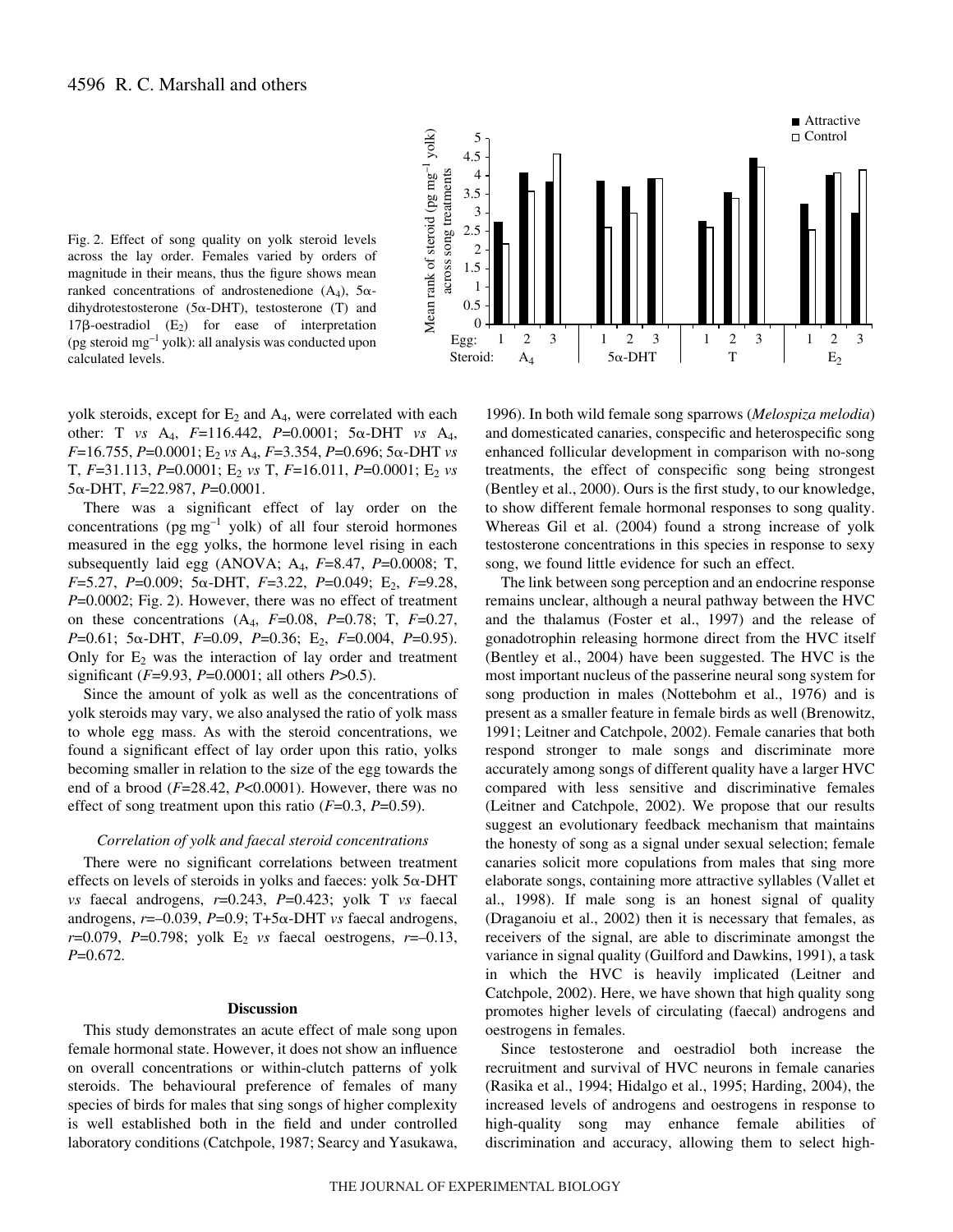Fig. 2. Effect of song quality on yolk steroid levels across the lay order. Females varied by orders of magnitude in their means, thus the figure shows mean ranked concentrations of androstenedione ($A_4$), 5α-dihydrotestosterone (5α-DHT), testosterone (T) and 17β-oestradiol ($E_2$) for ease of interpretation (pg steroid $mg^{-1}$ yolk): all analysis was conducted upon calculated levels.

yolk steroids, except for $E_2$ and $A_4$, were correlated with each other: T *vs* $A_4$, $F$=116.442, $P$=0.0001; 5α-DHT *vs* $A_4$, $F$=16.755, $P$=0.0001; $E_2$ *vs* $A_4$, $F$=3.354, $P$=0.696; 5α-DHT *vs* T, $F$=31.113, $P$=0.0001; $E_2$ *vs* T, $F$=16.011, $P$=0.0001; $E_2$ *vs* 5α-DHT, $F$=22.987, $P$=0.0001.

There was a significant effect of lay order on the concentrations (pg $mg^{-1}$ yolk) of all four steroid hormones measured in the egg yolks, the hormone level rising in each subsequently laid egg (ANOVA; $A_4$, $F$=8.47, $P$=0.0008; T, $F$=5.27, $P$=0.009; 5α-DHT, $F$=3.22, $P$=0.049; $E_2$, $F$=9.28, $P$=0.0002; Fig. 2). However, there was no effect of treatment on these concentrations ($A_4$, $F$=0.08, $P$=0.78; T, $F$=0.27, $P$=0.61; 5α-DHT, $F$=0.09, $P$=0.36; $E_2$, $F$=0.004, $P$=0.95). Only for $E_2$ was the interaction of lay order and treatment significant ($F$=9.93, $P$=0.0001; all others $P$>0.5).

Since the amount of yolk as well as the concentrations of yolk steroids may vary, we also analysed the ratio of yolk mass to whole egg mass. As with the steroid concentrations, we found a significant effect of lay order upon this ratio, yolks becoming smaller in relation to the size of the egg towards the end of a brood ($F$=28.42, $P$<0.0001). However, there was no effect of song treatment upon this ratio ($F$=0.3, $P$=0.59).

### *Correlation of yolk and faecal steroid concentrations*

There were no significant correlations between treatment effects on levels of steroids in yolks and faeces: yolk 5α-DHT *vs* faecal androgens, $r$=0.243, $P$=0.423; yolk T *vs* faecal androgens, $r$=–0.039, $P$=0.9; T+5α-DHT *vs* faecal androgens, $r$=0.079, $P$=0.798; yolk $E_2$ *vs* faecal oestrogens, $r$=–0.13, $P$=0.672.

## Discussion

This study demonstrates an acute effect of male song upon female hormonal state. However, it does not show an influence on overall concentrations or within-clutch patterns of yolk steroids. The behavioural preference of females of many species of birds for males that sing songs of higher complexity is well established both in the field and under controlled laboratory conditions (Catchpole, 1987; Searcy and Yasukawa, 1996). In both wild female song sparrows (*Melospiza melodia*) and domesticated canaries, conspecific and heterospecific song enhanced follicular development in comparison with no-song treatments, the effect of conspecific song being strongest (Bentley et al., 2000). Ours is the first study, to our knowledge, to show different female hormonal responses to song quality. Whereas Gil et al. (2004) found a strong increase of yolk testosterone concentrations in this species in response to sexy song, we found little evidence for such an effect.

The link between song perception and an endocrine response remains unclear, although a neural pathway between the HVC and the thalamus (Foster et al., 1997) and the release of gonadotrophin releasing hormone direct from the HVC itself (Bentley et al., 2004) have been suggested. The HVC is the most important nucleus of the passerine neural song system for song production in males (Nottebohm et al., 1976) and is present as a smaller feature in female birds as well (Brenowitz, 1991; Leitner and Catchpole, 2002). Female canaries that both respond stronger to male songs and discriminate more accurately among songs of different quality have a larger HVC compared with less sensitive and discriminative females (Leitner and Catchpole, 2002). We propose that our results suggest an evolutionary feedback mechanism that maintains the honesty of song as a signal under sexual selection; female canaries solicit more copulations from males that sing more elaborate songs, containing more attractive syllables (Vallet et al., 1998). If male song is an honest signal of quality (Draganoiu et al., 2002) then it is necessary that females, as receivers of the signal, are able to discriminate amongst the variance in signal quality (Guilford and Dawkins, 1991), a task in which the HVC is heavily implicated (Leitner and Catchpole, 2002). Here, we have shown that high quality song promotes higher levels of circulating (faecal) androgens and oestrogens in females.

Since testosterone and oestradiol both increase the recruitment and survival of HVC neurons in female canaries (Rasika et al., 1994; Hidalgo et al., 1995; Harding, 2004), the increased levels of androgens and oestrogens in response to high-quality song may enhance female abilities of discrimination and accuracy, allowing them to select high-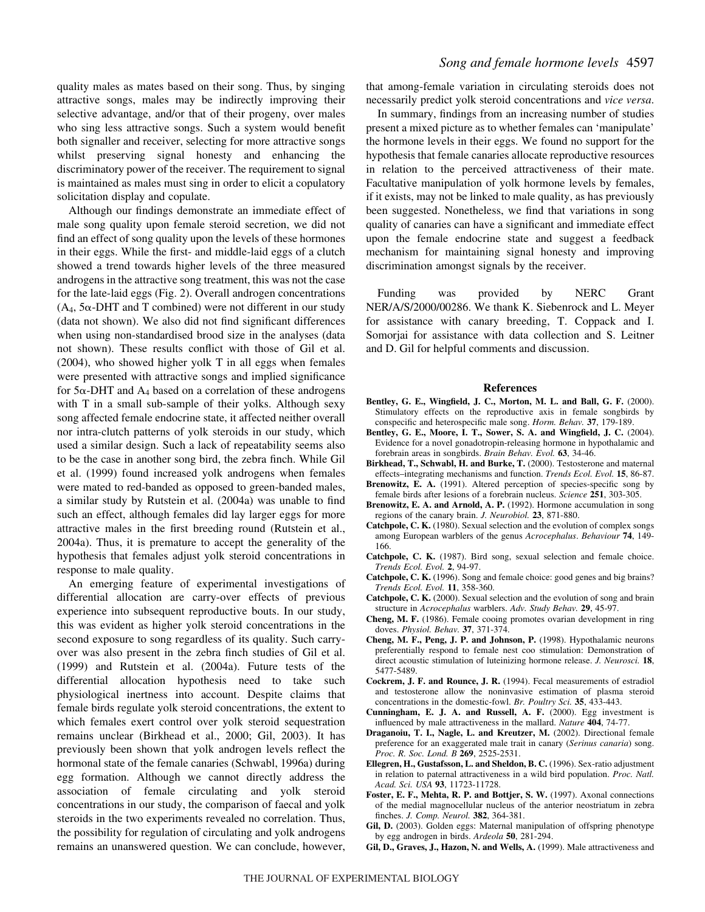quality males as mates based on their song. Thus, by singing attractive songs, males may be indirectly improving their selective advantage, and/or that of their progeny, over males who sing less attractive songs. Such a system would benefit both signaller and receiver, selecting for more attractive songs whilst preserving signal honesty and enhancing the discriminatory power of the receiver. The requirement to signal is maintained as males must sing in order to elicit a copulatory solicitation display and copulate.

Although our findings demonstrate an immediate effect of male song quality upon female steroid secretion, we did not find an effect of song quality upon the levels of these hormones in their eggs. While the first- and middle-laid eggs of a clutch showed a trend towards higher levels of the three measured androgens in the attractive song treatment, this was not the case for the late-laid eggs (Fig. 2). Overall androgen concentrations ($A_4$, 5α-DHT and T combined) were not different in our study (data not shown). We also did not find significant differences when using non-standardised brood size in the analyses (data not shown). These results conflict with those of Gil et al. (2004), who showed higher yolk T in all eggs when females were presented with attractive songs and implied significance for 5α-DHT and $A_4$ based on a correlation of these androgens with T in a small sub-sample of their yolks. Although sexy song affected female endocrine state, it affected neither overall nor intra-clutch patterns of yolk steroids in our study, which used a similar design. Such a lack of repeatability seems also to be the case in another song bird, the zebra finch. While Gil et al. (1999) found increased yolk androgens when females were mated to red-banded as opposed to green-banded males, a similar study by Rutstein et al. (2004a) was unable to find such an effect, although females did lay larger eggs for more attractive males in the first breeding round (Rutstein et al., 2004a). Thus, it is premature to accept the generality of the hypothesis that females adjust yolk steroid concentrations in response to male quality.

An emerging feature of experimental investigations of differential allocation are carry-over effects of previous experience into subsequent reproductive bouts. In our study, this was evident as higher yolk steroid concentrations in the second exposure to song regardless of its quality. Such carry-over was also present in the zebra finch studies of Gil et al. (1999) and Rutstein et al. (2004a). Future tests of the differential allocation hypothesis need to take such physiological inertness into account. Despite claims that female birds regulate yolk steroid concentrations, the extent to which females exert control over yolk steroid sequestration remains unclear (Birkhead et al., 2000; Gil, 2003). It has previously been shown that yolk androgen levels reflect the hormonal state of the female canaries (Schwabl, 1996a) during egg formation. Although we cannot directly address the association of female circulating and yolk steroid concentrations in our study, the comparison of faecal and yolk steroids in the two experiments revealed no correlation. Thus, the possibility for regulation of circulating and yolk androgens remains an unanswered question. We can conclude, however, that among-female variation in circulating steroids does not necessarily predict yolk steroid concentrations and *vice versa*.

In summary, findings from an increasing number of studies present a mixed picture as to whether females can 'manipulate' the hormone levels in their eggs. We found no support for the hypothesis that female canaries allocate reproductive resources in relation to the perceived attractiveness of their mate. Facultative manipulation of yolk hormone levels by females, if it exists, may not be linked to male quality, as has previously been suggested. Nonetheless, we find that variations in song quality of canaries can have a significant and immediate effect upon the female endocrine state and suggest a feedback mechanism for maintaining signal honesty and improving discrimination amongst signals by the receiver.

Funding was provided by NERC Grant NER/A/S/2000/00286. We thank K. Siebenrock and L. Meyer for assistance with canary breeding, T. Coppack and I. Somorjai for assistance with data collection and S. Leitner and D. Gil for helpful comments and discussion.

## References

**Bentley, G. E., Wingfield, J. C., Morton, M. L. and Ball, G. F.** (2000). Stimulatory effects on the reproductive axis in female songbirds by conspecific and heterospecific male song. *Horm. Behav.* **37**, 179-189.

**Bentley, G. E., Moore, I. T., Sower, S. A. and Wingfield, J. C.** (2004). Evidence for a novel gonadotropin-releasing hormone in hypothalamic and forebrain areas in songbirds. *Brain Behav. Evol.* **63**, 34-46.

**Birkhead, T., Schwabl, H. and Burke, T.** (2000). Testosterone and maternal effects–integrating mechanisms and function. *Trends Ecol. Evol.* **15**, 86-87.

**Brenowitz, E. A.** (1991). Altered perception of species-specific song by female birds after lesions of a forebrain nucleus. *Science* **251**, 303-305.

**Brenowitz, E. A. and Arnold, A. P.** (1992). Hormone accumulation in song regions of the canary brain. *J. Neurobiol.* **23**, 871-880.

**Catchpole, C. K.** (1980). Sexual selection and the evolution of complex songs among European warblers of the genus *Acrocephalus*. *Behaviour* **74**, 149-166.

**Catchpole, C. K.** (1987). Bird song, sexual selection and female choice. *Trends Ecol. Evol.* **2**, 94-97.

**Catchpole, C. K.** (1996). Song and female choice: good genes and big brains? *Trends Ecol. Evol.* **11**, 358-360.

**Catchpole, C. K.** (2000). Sexual selection and the evolution of song and brain structure in *Acrocephalus* warblers. *Adv. Study Behav.* **29**, 45-97.

**Cheng, M. F.** (1986). Female cooing promotes ovarian development in ring doves. *Physiol. Behav.* **37**, 371-374.

**Cheng, M. F., Peng, J. P. and Johnson, P.** (1998). Hypothalamic neurons preferentially respond to female nest coo stimulation: Demonstration of direct acoustic stimulation of luteinizing hormone release. *J. Neurosci.* **18**, 5477-5489.

**Cockrem, J. F. and Rounce, J. R.** (1994). Fecal measurements of estradiol and testosterone allow the noninvasive estimation of plasma steroid concentrations in the domestic-fowl. *Br. Poultry Sci.* **35**, 433-443.

**Cunningham, E. J. A. and Russell, A. F.** (2000). Egg investment is influenced by male attractiveness in the mallard. *Nature* **404**, 74-77.

**Draganoiu, T. I., Nagle, L. and Kreutzer, M.** (2002). Directional female preference for an exaggerated male trait in canary (*Serinus canaria*) song. *Proc. R. Soc. Lond. B* **269**, 2525-2531.

**Ellegren, H., Gustafsson, L. and Sheldon, B. C.** (1996). Sex-ratio adjustment in relation to paternal attractiveness in a wild bird population. *Proc. Natl. Acad. Sci. USA* **93**, 11723-11728.

**Foster, E. F., Mehta, R. P. and Bottjer, S. W.** (1997). Axonal connections of the medial magnocellular nucleus of the anterior neostriatum in zebra finches. *J. Comp. Neurol.* **382**, 364-381.

**Gil, D.** (2003). Golden eggs: Maternal manipulation of offspring phenotype by egg androgen in birds. *Ardeola* **50**, 281-294.

**Gil, D., Graves, J., Hazon, N. and Wells, A.** (1999). Male attractiveness and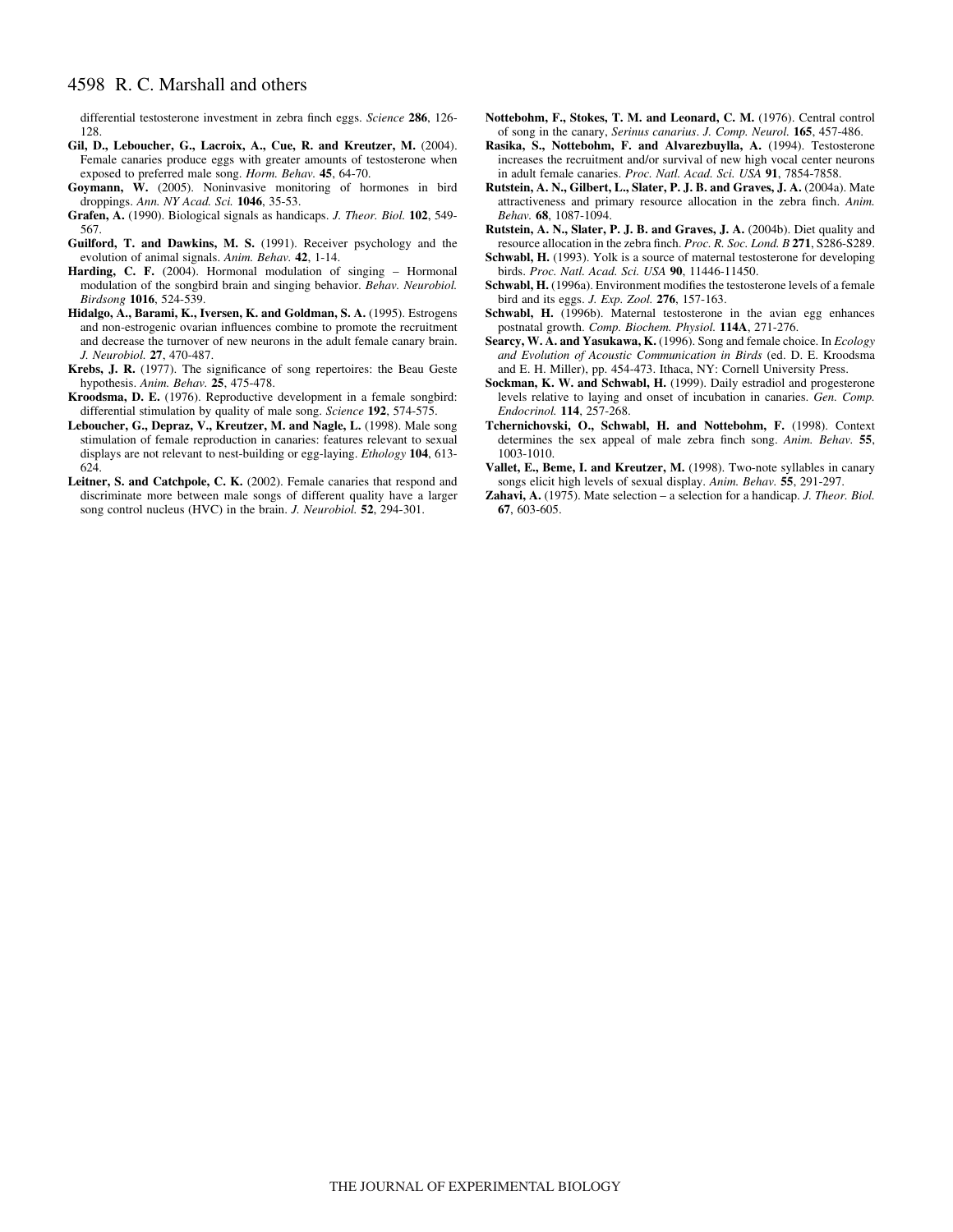differential testosterone investment in zebra finch eggs. *Science* **286**, 126-128.

**Gil, D., Leboucher, G., Lacroix, A., Cue, R. and Kreutzer, M.** (2004). Female canaries produce eggs with greater amounts of testosterone when exposed to preferred male song. *Horm. Behav.* **45**, 64-70.

**Goymann, W.** (2005). Noninvasive monitoring of hormones in bird droppings. *Ann. NY Acad. Sci.* **1046**, 35-53.

**Grafen, A.** (1990). Biological signals as handicaps. *J. Theor. Biol.* **102**, 549-567.

**Guilford, T. and Dawkins, M. S.** (1991). Receiver psychology and the evolution of animal signals. *Anim. Behav.* **42**, 1-14.

**Harding, C. F.** (2004). Hormonal modulation of singing – Hormonal modulation of the songbird brain and singing behavior. *Behav. Neurobiol. Birdsong* **1016**, 524-539.

**Hidalgo, A., Barami, K., Iversen, K. and Goldman, S. A.** (1995). Estrogens and non-estrogenic ovarian influences combine to promote the recruitment and decrease the turnover of new neurons in the adult female canary brain. *J. Neurobiol.* **27**, 470-487.

**Krebs, J. R.** (1977). The significance of song repertoires: the Beau Geste hypothesis. *Anim. Behav.* **25**, 475-478.

**Kroodsma, D. E.** (1976). Reproductive development in a female songbird: differential stimulation by quality of male song. *Science* **192**, 574-575.

**Leboucher, G., Depraz, V., Kreutzer, M. and Nagle, L.** (1998). Male song stimulation of female reproduction in canaries: features relevant to sexual displays are not relevant to nest-building or egg-laying. *Ethology* **104**, 613-624.

**Leitner, S. and Catchpole, C. K.** (2002). Female canaries that respond and discriminate more between male songs of different quality have a larger song control nucleus (HVC) in the brain. *J. Neurobiol.* **52**, 294-301.

**Nottebohm, F., Stokes, T. M. and Leonard, C. M.** (1976). Central control of song in the canary, *Serinus canarius*. *J. Comp. Neurol.* **165**, 457-486.

**Rasika, S., Nottebohm, F. and Alvarezbuylla, A.** (1994). Testosterone increases the recruitment and/or survival of new high vocal center neurons in adult female canaries. *Proc. Natl. Acad. Sci. USA* **91**, 7854-7858.

**Rutstein, A. N., Gilbert, L., Slater, P. J. B. and Graves, J. A.** (2004a). Mate attractiveness and primary resource allocation in the zebra finch. *Anim. Behav.* **68**, 1087-1094.

**Rutstein, A. N., Slater, P. J. B. and Graves, J. A.** (2004b). Diet quality and resource allocation in the zebra finch. *Proc. R. Soc. Lond. B* **271**, S286-S289.

**Schwabl, H.** (1993). Yolk is a source of maternal testosterone for developing birds. *Proc. Natl. Acad. Sci. USA* **90**, 11446-11450.

**Schwabl, H.** (1996a). Environment modifies the testosterone levels of a female bird and its eggs. *J. Exp. Zool.* **276**, 157-163.

**Schwabl, H.** (1996b). Maternal testosterone in the avian egg enhances postnatal growth. *Comp. Biochem. Physiol.* **114A**, 271-276.

**Searcy, W. A. and Yasukawa, K.** (1996). Song and female choice. In *Ecology and Evolution of Acoustic Communication in Birds* (ed. D. E. Kroodsma and E. H. Miller), pp. 454-473. Ithaca, NY: Cornell University Press.

**Sockman, K. W. and Schwabl, H.** (1999). Daily estradiol and progesterone levels relative to laying and onset of incubation in canaries. *Gen. Comp. Endocrinol.* **114**, 257-268.

**Tchernichovski, O., Schwabl, H. and Nottebohm, F.** (1998). Context determines the sex appeal of male zebra finch song. *Anim. Behav.* **55**, 1003-1010.

**Vallet, E., Beme, I. and Kreutzer, M.** (1998). Two-note syllables in canary songs elicit high levels of sexual display. *Anim. Behav.* **55**, 291-297.

**Zahavi, A.** (1975). Mate selection – a selection for a handicap. *J. Theor. Biol.* **67**, 603-605.